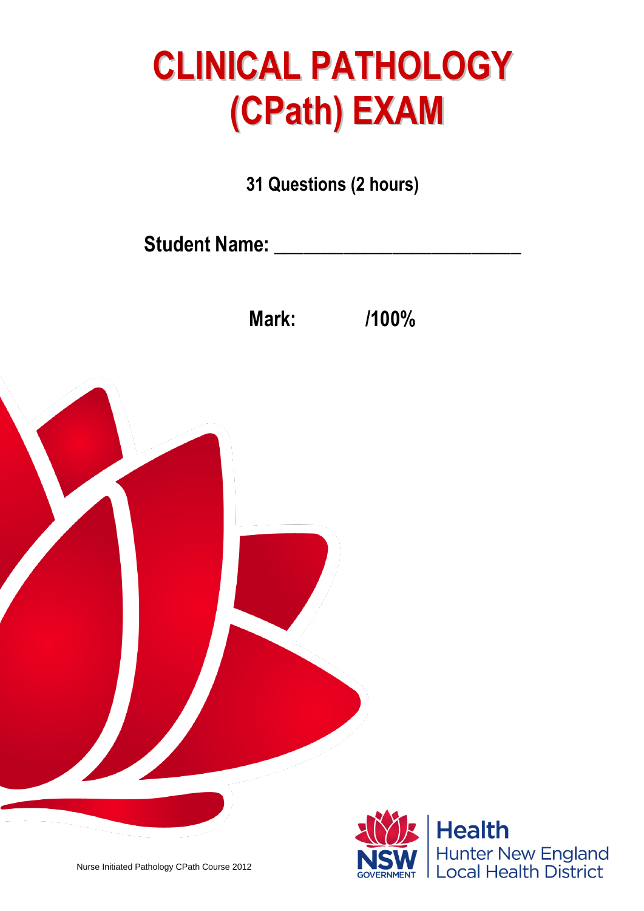# CLINICAL PATHOLOGY (CPath) EXAM

**31 Questions (2 hours)**

**Student Name: ___________________________**

**Mark: /100%**

Nurse Initiated Pathology CPath Course 2012

Health
Hunter New England
Local Health District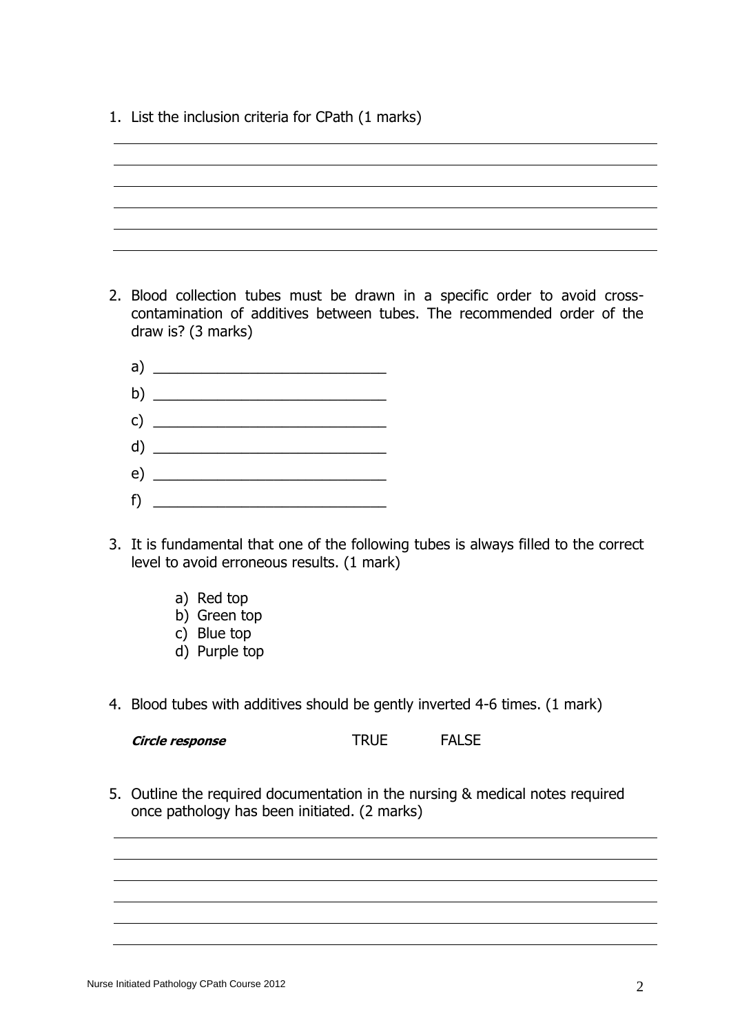1. List the inclusion criteria for CPath (1 marks)

______________________________________________________________________

______________________________________________________________________

______________________________________________________________________

______________________________________________________________________

______________________________________________________________________

______________________________________________________________________

2. Blood collection tubes must be drawn in a specific order to avoid cross-contamination of additives between tubes. The recommended order of the draw is? (3 marks)

   a) ____________________________
   b) ____________________________
   c) ____________________________
   d) ____________________________
   e) ____________________________
   f) ____________________________

3. It is fundamental that one of the following tubes is always filled to the correct level to avoid erroneous results. (1 mark)

   a) Red top
   b) Green top
   c) Blue top
   d) Purple top

4. Blood tubes with additives should be gently inverted 4-6 times. (1 mark)

   ***Circle response*** TRUE FALSE

5. Outline the required documentation in the nursing & medical notes required once pathology has been initiated. (2 marks)

______________________________________________________________________

______________________________________________________________________

______________________________________________________________________

______________________________________________________________________

______________________________________________________________________

______________________________________________________________________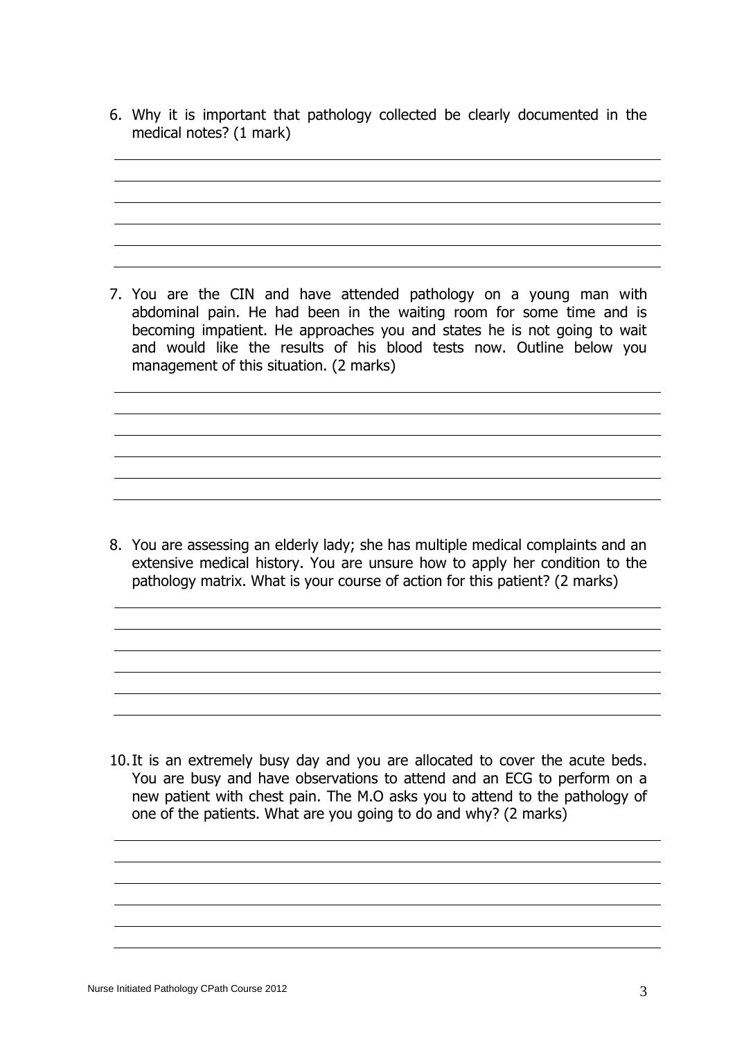6. Why it is important that pathology collected be clearly documented in the medical notes? (1 mark)

7. You are the CIN and have attended pathology on a young man with abdominal pain. He had been in the waiting room for some time and is becoming impatient. He approaches you and states he is not going to wait and would like the results of his blood tests now. Outline below you management of this situation. (2 marks)

8. You are assessing an elderly lady; she has multiple medical complaints and an extensive medical history. You are unsure how to apply her condition to the pathology matrix. What is your course of action for this patient? (2 marks)

10. It is an extremely busy day and you are allocated to cover the acute beds. You are busy and have observations to attend and an ECG to perform on a new patient with chest pain. The M.O asks you to attend to the pathology of one of the patients. What are you going to do and why? (2 marks)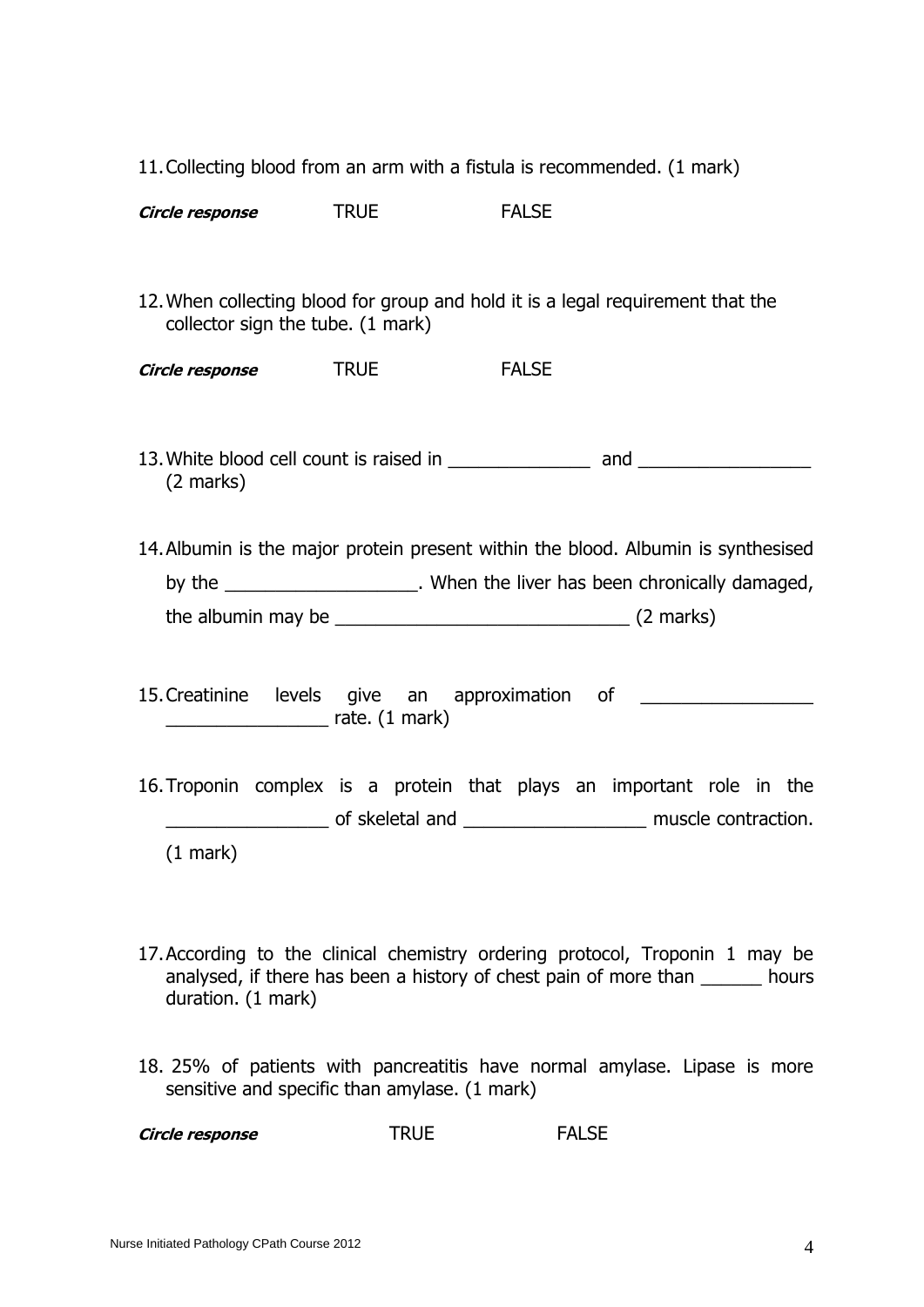11. Collecting blood from an arm with a fistula is recommended. (1 mark)

***Circle response*** TRUE FALSE

12. When collecting blood for group and hold it is a legal requirement that the collector sign the tube. (1 mark)

***Circle response*** TRUE FALSE

13. White blood cell count is raised in ______________ and _________________ (2 marks)

14. Albumin is the major protein present within the blood. Albumin is synthesised by the ___________________. When the liver has been chronically damaged, the albumin may be _____________________________ (2 marks)

15. Creatinine levels give an approximation of _________________ ________________ rate. (1 mark)

16. Troponin complex is a protein that plays an important role in the ________________ of skeletal and __________________ muscle contraction. (1 mark)

17. According to the clinical chemistry ordering protocol, Troponin 1 may be analysed, if there has been a history of chest pain of more than ______ hours duration. (1 mark)

18. 25% of patients with pancreatitis have normal amylase. Lipase is more sensitive and specific than amylase. (1 mark)

***Circle response*** TRUE FALSE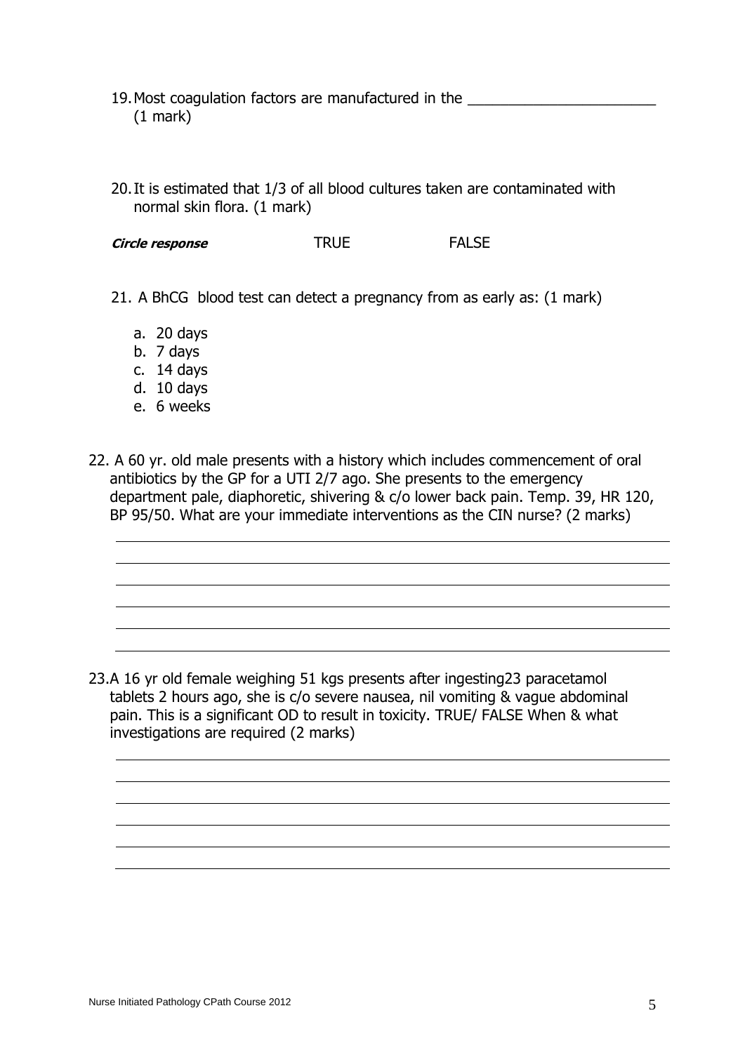19. Most coagulation factors are manufactured in the ______________________ (1 mark)

20. It is estimated that 1/3 of all blood cultures taken are contaminated with normal skin flora. (1 mark)

***Circle response*** TRUE FALSE

21. A BhCG blood test can detect a pregnancy from as early as: (1 mark)

    a. 20 days
    b. 7 days
    c. 14 days
    d. 10 days
    e. 6 weeks

22. A 60 yr. old male presents with a history which includes commencement of oral antibiotics by the GP for a UTI 2/7 ago. She presents to the emergency department pale, diaphoretic, shivering & c/o lower back pain. Temp. 39, HR 120, BP 95/50. What are your immediate interventions as the CIN nurse? (2 marks)

______________________________________________________________________

______________________________________________________________________

______________________________________________________________________

______________________________________________________________________

______________________________________________________________________

______________________________________________________________________

23. A 16 yr old female weighing 51 kgs presents after ingesting23 paracetamol tablets 2 hours ago, she is c/o severe nausea, nil vomiting & vague abdominal pain. This is a significant OD to result in toxicity. TRUE/ FALSE When & what investigations are required (2 marks)

______________________________________________________________________

______________________________________________________________________

______________________________________________________________________

______________________________________________________________________

______________________________________________________________________

______________________________________________________________________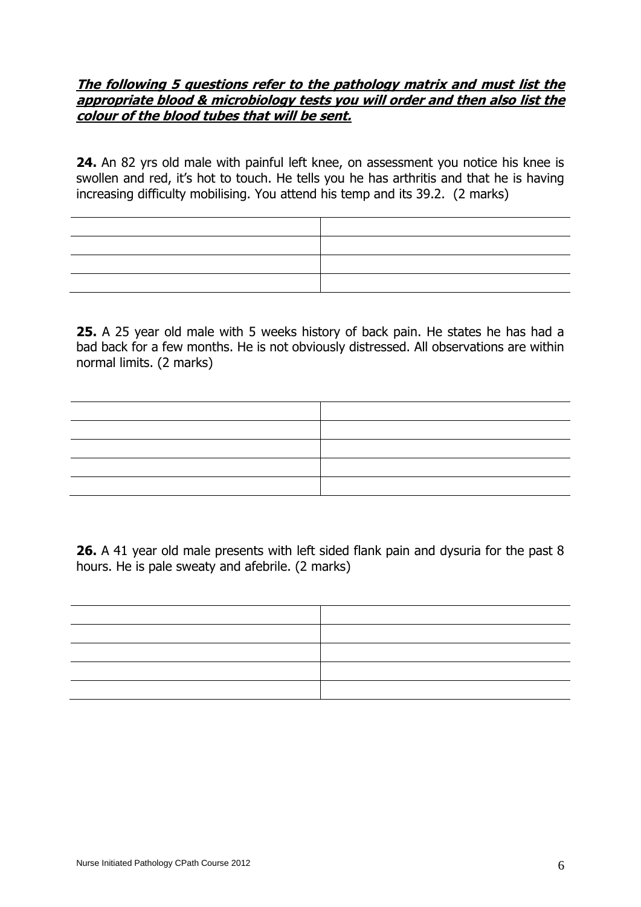***<u>The following 5 questions refer to the pathology matrix and must list the appropriate blood & microbiology tests you will order and then also list the colour of the blood tubes that will be sent.</u>***

**24.** An 82 yrs old male with painful left knee, on assessment you notice his knee is swollen and red, it's hot to touch. He tells you he has arthritis and that he is having increasing difficulty mobilising. You attend his temp and its 39.2. (2 marks)

| | |
|---|---|
| | |
| | |
| | |
| | |

**25.** A 25 year old male with 5 weeks history of back pain. He states he has had a bad back for a few months. He is not obviously distressed. All observations are within normal limits. (2 marks)

| | |
|---|---|
| | |
| | |
| | |
| | |
| | |

**26.** A 41 year old male presents with left sided flank pain and dysuria for the past 8 hours. He is pale sweaty and afebrile. (2 marks)

| | |
|---|---|
| | |
| | |
| | |
| | |
| | |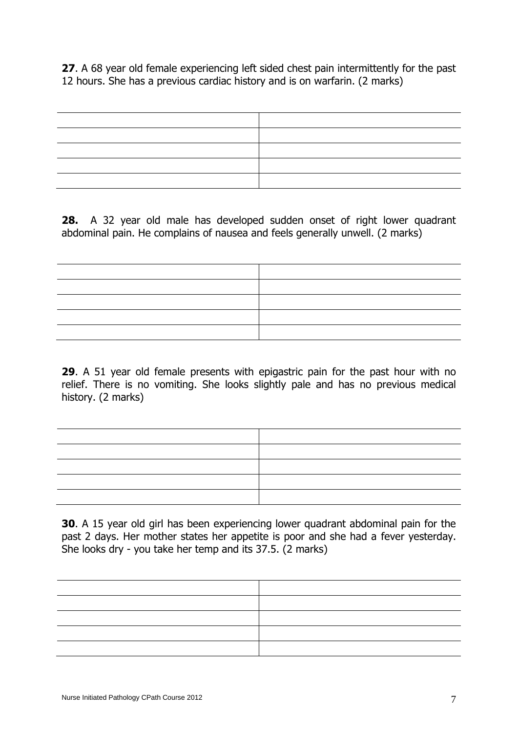**27**. A 68 year old female experiencing left sided chest pain intermittently for the past 12 hours. She has a previous cardiac history and is on warfarin. (2 marks)

| | |
|---|---|
| | |
| | |
| | |
| | |

**28.** A 32 year old male has developed sudden onset of right lower quadrant abdominal pain. He complains of nausea and feels generally unwell. (2 marks)

| | |
|---|---|
| | |
| | |
| | |
| | |

**29**. A 51 year old female presents with epigastric pain for the past hour with no relief. There is no vomiting. She looks slightly pale and has no previous medical history. (2 marks)

| | |
|---|---|
| | |
| | |
| | |
| | |

**30**. A 15 year old girl has been experiencing lower quadrant abdominal pain for the past 2 days. Her mother states her appetite is poor and she had a fever yesterday. She looks dry - you take her temp and its 37.5. (2 marks)

| | |
|---|---|
| | |
| | |
| | |
| | |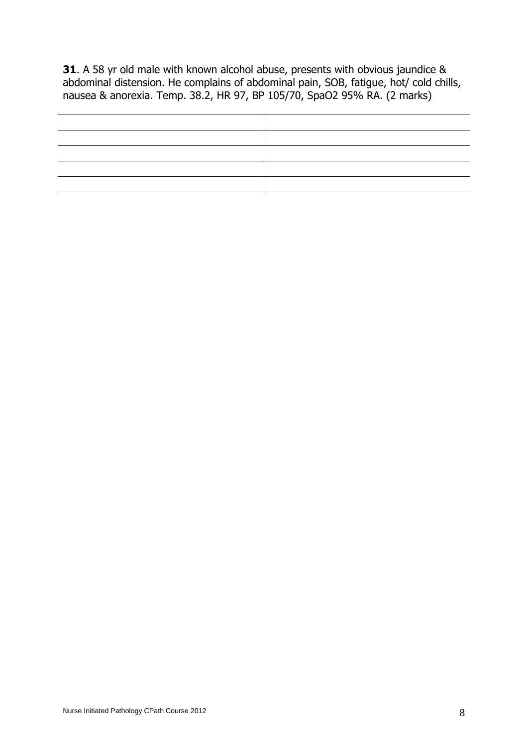**31**. A 58 yr old male with known alcohol abuse, presents with obvious jaundice & abdominal distension. He complains of abdominal pain, SOB, fatigue, hot/ cold chills, nausea & anorexia. Temp. 38.2, HR 97, BP 105/70, SpaO2 95% RA. (2 marks)

| | |
|---|---|
| | |
| | |
| | |
| | |